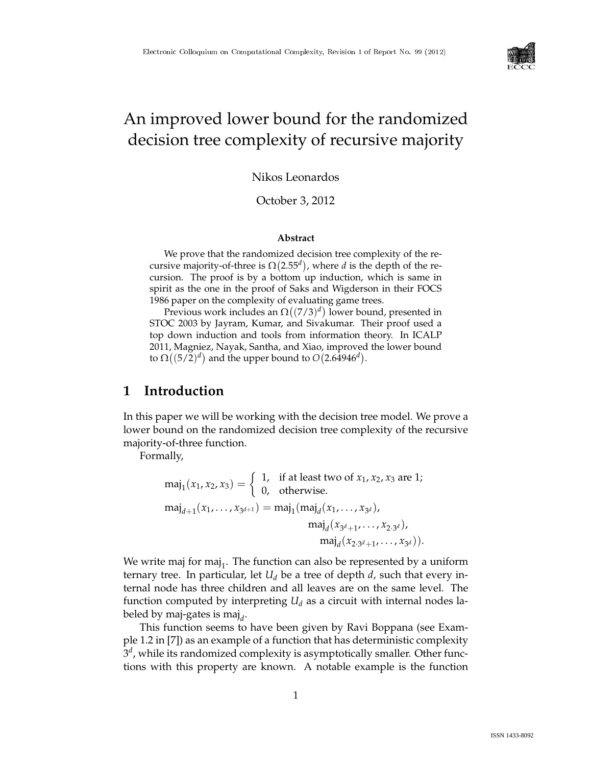# An improved lower bound for the randomized decision tree complexity of recursive majority

Nikos Leonardos

October 3, 2012

**Abstract**

We prove that the randomized decision tree complexity of the recursive majority-of-three is $\Omega(2.55^d)$, where $d$ is the depth of the recursion. The proof is by a bottom up induction, which is same in spirit as the one in the proof of Saks and Wigderson in their FOCS 1986 paper on the complexity of evaluating game trees.

Previous work includes an $\Omega((7/3)^d)$ lower bound, presented in STOC 2003 by Jayram, Kumar, and Sivakumar. Their proof used a top down induction and tools from information theory. In ICALP 2011, Magniez, Nayak, Santha, and Xiao, improved the lower bound to $\Omega((5/2)^d)$ and the upper bound to $O(2.64946^d)$.

## 1 Introduction

In this paper we will be working with the decision tree model. We prove a lower bound on the randomized decision tree complexity of the recursive majority-of-three function.

Formally,

$$\mathrm{maj}_1(x_1, x_2, x_3) = \begin{cases} 1, & \text{if at least two of } x_1, x_2, x_3 \text{ are 1;} \\ 0, & \text{otherwise.} \end{cases}$$

$$\begin{aligned} \mathrm{maj}_{d+1}(x_1, \ldots, x_{3^{d+1}}) = \mathrm{maj}_1(&\mathrm{maj}_d(x_1, \ldots, x_{3^d}), \\ &\mathrm{maj}_d(x_{3^d+1}, \ldots, x_{2 \cdot 3^d}), \\ &\mathrm{maj}_d(x_{2 \cdot 3^d+1}, \ldots, x_{3^d})). \end{aligned}$$

We write maj for $\mathrm{maj}_1$. The function can also be represented by a uniform ternary tree. In particular, let $U_d$ be a tree of depth $d$, such that every internal node has three children and all leaves are on the same level. The function computed by interpreting $U_d$ as a circuit with internal nodes labeled by maj-gates is $\mathrm{maj}_d$.

This function seems to have been given by Ravi Boppana (see Example 1.2 in [7]) as an example of a function that has deterministic complexity $3^d$, while its randomized complexity is asymptotically smaller. Other functions with this property are known. A notable example is the function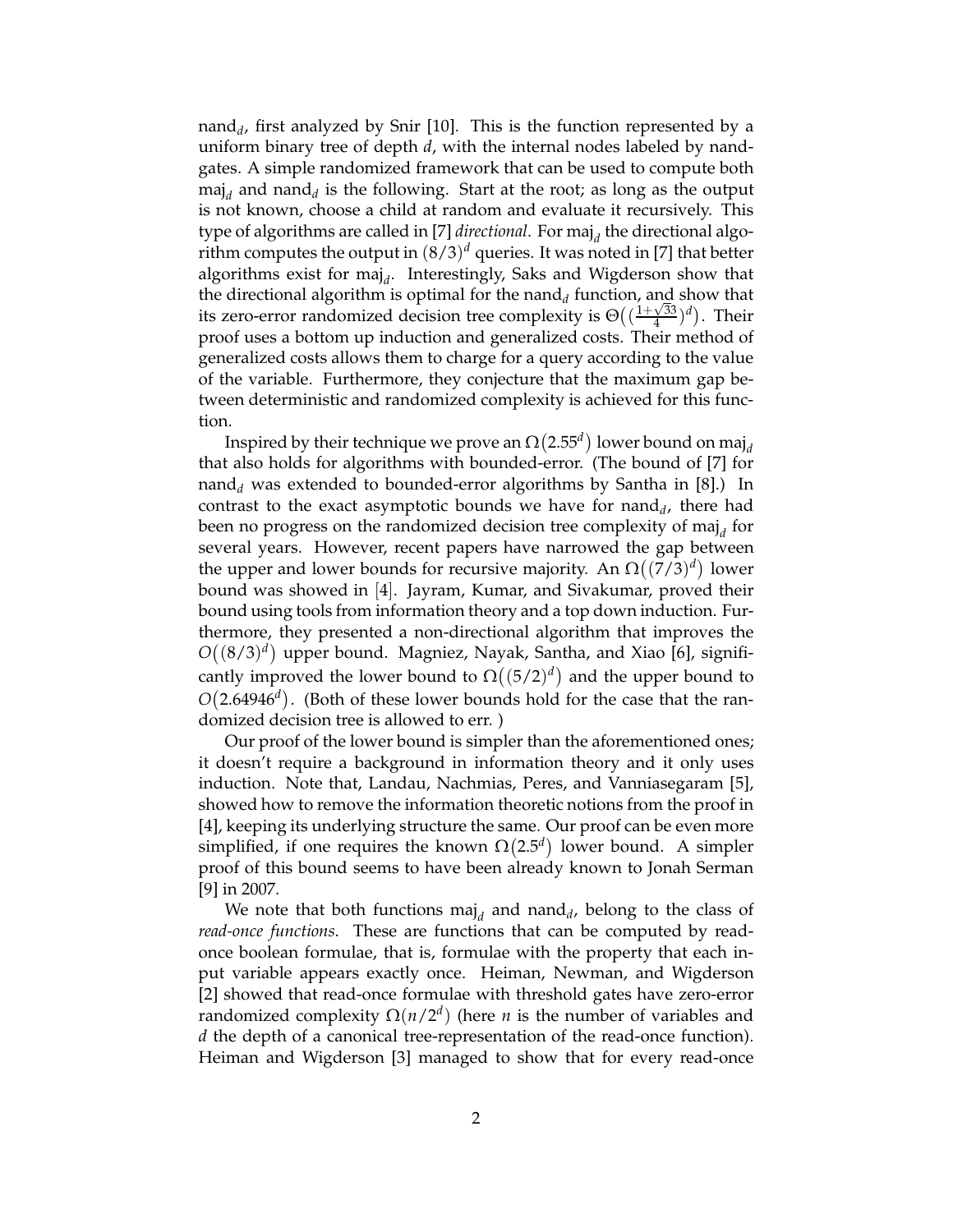$\text{nand}_d$, first analyzed by Snir [10]. This is the function represented by a uniform binary tree of depth $d$, with the internal nodes labeled by nand-gates. A simple randomized framework that can be used to compute both $\text{maj}_d$ and $\text{nand}_d$ is the following. Start at the root; as long as the output is not known, choose a child at random and evaluate it recursively. This type of algorithms are called in [7] *directional*. For $\text{maj}_d$ the directional algorithm computes the output in $(8/3)^d$ queries. It was noted in [7] that better algorithms exist for $\text{maj}_d$. Interestingly, Saks and Wigderson show that the directional algorithm is optimal for the $\text{nand}_d$ function, and show that its zero-error randomized decision tree complexity is $\Theta\big((\frac{1+\sqrt{33}}{4})^d\big)$. Their proof uses a bottom up induction and generalized costs. Their method of generalized costs allows them to charge for a query according to the value of the variable. Furthermore, they conjecture that the maximum gap between deterministic and randomized complexity is achieved for this function.

Inspired by their technique we prove an $\Omega(2.55^d)$ lower bound on $\text{maj}_d$ that also holds for algorithms with bounded-error. (The bound of [7] for $\text{nand}_d$ was extended to bounded-error algorithms by Santha in [8].) In contrast to the exact asymptotic bounds we have for $\text{nand}_d$, there had been no progress on the randomized decision tree complexity of $\text{maj}_d$ for several years. However, recent papers have narrowed the gap between the upper and lower bounds for recursive majority. An $\Omega\big((7/3)^d\big)$ lower bound was showed in [4]. Jayram, Kumar, and Sivakumar, proved their bound using tools from information theory and a top down induction. Furthermore, they presented a non-directional algorithm that improves the $O\big((8/3)^d\big)$ upper bound. Magniez, Nayak, Santha, and Xiao [6], significantly improved the lower bound to $\Omega\big((5/2)^d\big)$ and the upper bound to $O(2.64946^d)$. (Both of these lower bounds hold for the case that the randomized decision tree is allowed to err. )

Our proof of the lower bound is simpler than the aforementioned ones; it doesn't require a background in information theory and it only uses induction. Note that, Landau, Nachmias, Peres, and Vanniasegaram [5], showed how to remove the information theoretic notions from the proof in [4], keeping its underlying structure the same. Our proof can be even more simplified, if one requires the known $\Omega(2.5^d)$ lower bound. A simpler proof of this bound seems to have been already known to Jonah Serman [9] in 2007.

We note that both functions $\text{maj}_d$ and $\text{nand}_d$, belong to the class of *read-once functions*. These are functions that can be computed by read-once boolean formulae, that is, formulae with the property that each input variable appears exactly once. Heiman, Newman, and Wigderson [2] showed that read-once formulae with threshold gates have zero-error randomized complexity $\Omega(n/2^d)$ (here $n$ is the number of variables and $d$ the depth of a canonical tree-representation of the read-once function). Heiman and Wigderson [3] managed to show that for every read-once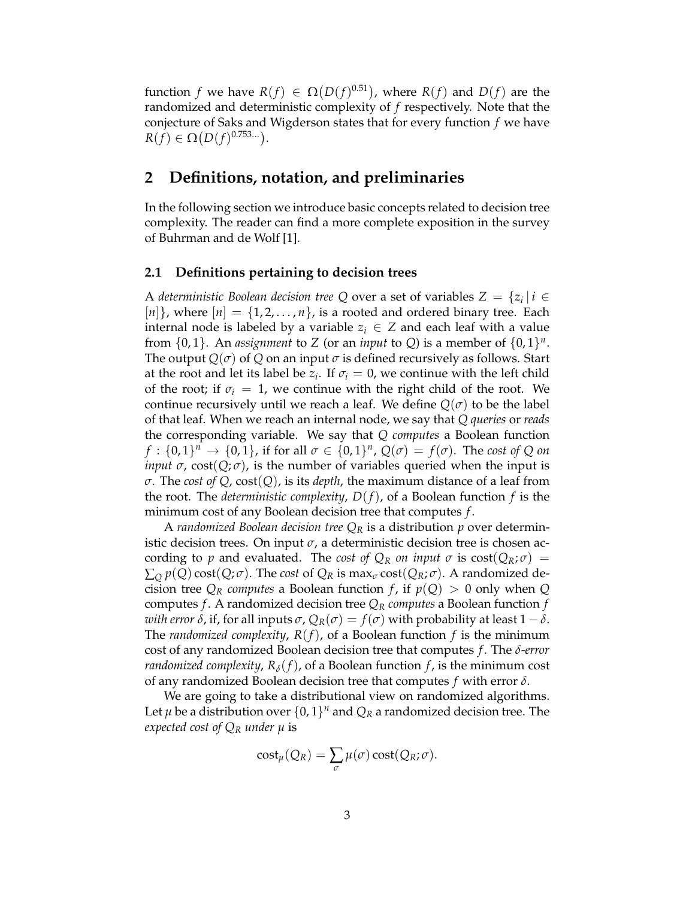function $f$ we have $R(f) \in \Omega\big(D(f)^{0.51}\big)$, where $R(f)$ and $D(f)$ are the randomized and deterministic complexity of $f$ respectively. Note that the conjecture of Saks and Wigderson states that for every function $f$ we have $R(f) \in \Omega\big(D(f)^{0.753\ldots}\big)$.

## 2 Definitions, notation, and preliminaries

In the following section we introduce basic concepts related to decision tree complexity. The reader can find a more complete exposition in the survey of Buhrman and de Wolf [1].

### 2.1 Definitions pertaining to decision trees

A *deterministic Boolean decision tree* $Q$ over a set of variables $Z = \{z_i \,|\, i \in [n]\}$, where $[n] = \{1, 2, \ldots, n\}$, is a rooted and ordered binary tree. Each internal node is labeled by a variable $z_i \in Z$ and each leaf with a value from $\{0,1\}$. An *assignment* to $Z$ (or an *input* to $Q$) is a member of $\{0,1\}^n$. The output $Q(\sigma)$ of $Q$ on an input $\sigma$ is defined recursively as follows. Start at the root and let its label be $z_i$. If $\sigma_i = 0$, we continue with the left child of the root; if $\sigma_i = 1$, we continue with the right child of the root. We continue recursively until we reach a leaf. We define $Q(\sigma)$ to be the label of that leaf. When we reach an internal node, we say that $Q$ *queries* or *reads* the corresponding variable. We say that $Q$ *computes* a Boolean function $f : \{0,1\}^n \to \{0,1\}$, if for all $\sigma \in \{0,1\}^n$, $Q(\sigma) = f(\sigma)$. The *cost of $Q$ on input $\sigma$*, $\text{cost}(Q;\sigma)$, is the number of variables queried when the input is $\sigma$. The *cost of $Q$*, $\text{cost}(Q)$, is its *depth*, the maximum distance of a leaf from the root. The *deterministic complexity*, $D(f)$, of a Boolean function $f$ is the minimum cost of any Boolean decision tree that computes $f$.

A *randomized Boolean decision tree* $Q_R$ is a distribution $p$ over deterministic decision trees. On input $\sigma$, a deterministic decision tree is chosen according to $p$ and evaluated. The *cost of $Q_R$ on input $\sigma$* is $\text{cost}(Q_R;\sigma) = \sum_Q p(Q)\,\text{cost}(Q;\sigma)$. The *cost* of $Q_R$ is $\max_\sigma \text{cost}(Q_R;\sigma)$. A randomized decision tree $Q_R$ *computes* a Boolean function $f$, if $p(Q) > 0$ only when $Q$ computes $f$. A randomized decision tree $Q_R$ *computes* a Boolean function $f$ *with error $\delta$*, if, for all inputs $\sigma$, $Q_R(\sigma) = f(\sigma)$ with probability at least $1 - \delta$. The *randomized complexity*, $R(f)$, of a Boolean function $f$ is the minimum cost of any randomized Boolean decision tree that computes $f$. The *$\delta$-error randomized complexity*, $R_\delta(f)$, of a Boolean function $f$, is the minimum cost of any randomized Boolean decision tree that computes $f$ with error $\delta$.

We are going to take a distributional view on randomized algorithms. Let $\mu$ be a distribution over $\{0,1\}^n$ and $Q_R$ a randomized decision tree. The *expected cost of $Q_R$ under $\mu$* is

$$\text{cost}_\mu(Q_R) = \sum_\sigma \mu(\sigma)\,\text{cost}(Q_R;\sigma).$$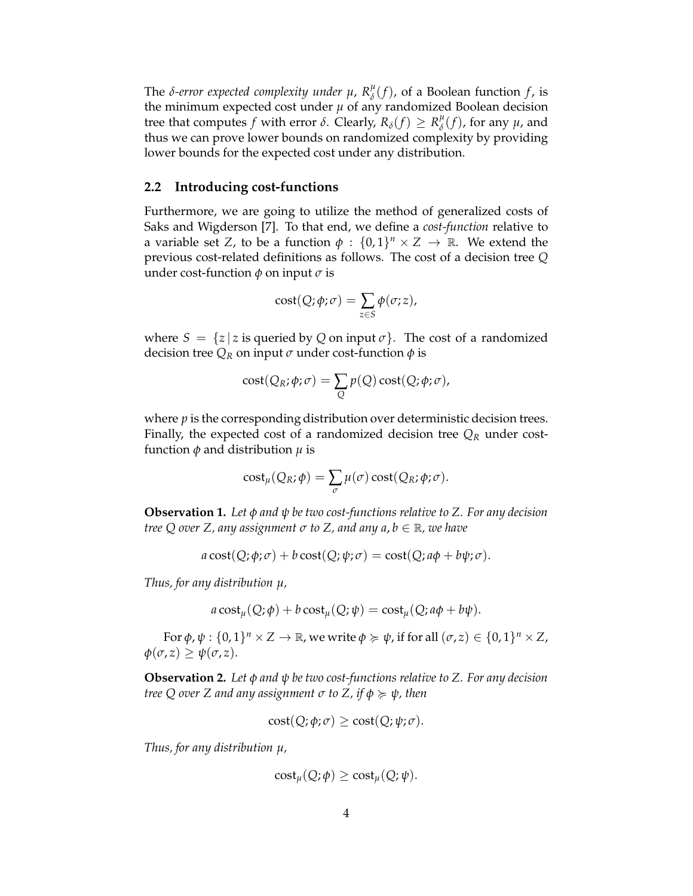The *δ-error expected complexity under μ*, $R^{\mu}_{\delta}(f)$, of a Boolean function $f$, is the minimum expected cost under $\mu$ of any randomized Boolean decision tree that computes $f$ with error $\delta$. Clearly, $R_{\delta}(f) \geq R^{\mu}_{\delta}(f)$, for any $\mu$, and thus we can prove lower bounds on randomized complexity by providing lower bounds for the expected cost under any distribution.

### 2.2 Introducing cost-functions

Furthermore, we are going to utilize the method of generalized costs of Saks and Wigderson [7]. To that end, we define a *cost-function* relative to a variable set $Z$, to be a function $\phi : \{0,1\}^n \times Z \to \mathbb{R}$. We extend the previous cost-related definitions as follows. The cost of a decision tree $Q$ under cost-function $\phi$ on input $\sigma$ is

$$\operatorname{cost}(Q;\phi;\sigma) = \sum_{z \in S} \phi(\sigma; z),$$

where $S = \{z \mid z \text{ is queried by } Q \text{ on input } \sigma\}$. The cost of a randomized decision tree $Q_R$ on input $\sigma$ under cost-function $\phi$ is

$$\operatorname{cost}(Q_R;\phi;\sigma) = \sum_{Q} p(Q) \operatorname{cost}(Q;\phi;\sigma),$$

where $p$ is the corresponding distribution over deterministic decision trees. Finally, the expected cost of a randomized decision tree $Q_R$ under cost-function $\phi$ and distribution $\mu$ is

$$\operatorname{cost}_{\mu}(Q_R;\phi) = \sum_{\sigma} \mu(\sigma) \operatorname{cost}(Q_R;\phi;\sigma).$$

**Observation 1.** *Let $\phi$ and $\psi$ be two cost-functions relative to $Z$. For any decision tree $Q$ over $Z$, any assignment $\sigma$ to $Z$, and any $a, b \in \mathbb{R}$, we have*

$$a \operatorname{cost}(Q;\phi;\sigma) + b \operatorname{cost}(Q;\psi;\sigma) = \operatorname{cost}(Q; a\phi + b\psi; \sigma).$$

*Thus, for any distribution $\mu$,*

$$a \operatorname{cost}_{\mu}(Q;\phi) + b \operatorname{cost}_{\mu}(Q;\psi) = \operatorname{cost}_{\mu}(Q; a\phi + b\psi).$$

For $\phi, \psi : \{0,1\}^n \times Z \to \mathbb{R}$, we write $\phi \succcurlyeq \psi$, if for all $(\sigma, z) \in \{0,1\}^n \times Z$, $\phi(\sigma, z) \geq \psi(\sigma, z)$.

**Observation 2.** *Let $\phi$ and $\psi$ be two cost-functions relative to $Z$. For any decision tree $Q$ over $Z$ and any assignment $\sigma$ to $Z$, if $\phi \succcurlyeq \psi$, then*

$$\operatorname{cost}(Q;\phi;\sigma) \geq \operatorname{cost}(Q;\psi;\sigma).$$

*Thus, for any distribution $\mu$,*

$$\operatorname{cost}_{\mu}(Q;\phi) \geq \operatorname{cost}_{\mu}(Q;\psi).$$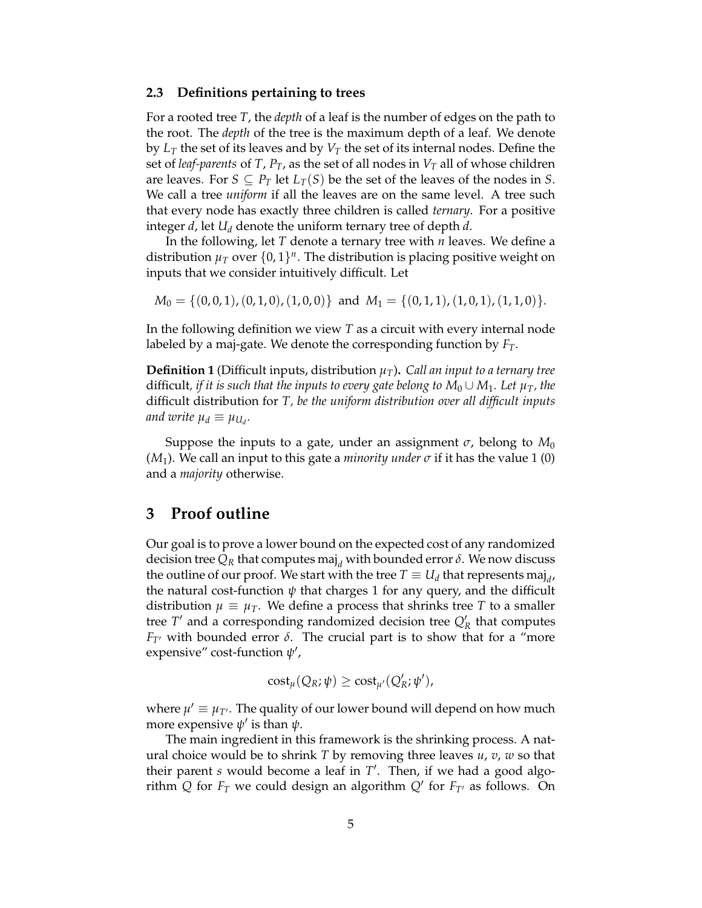### 2.3 Definitions pertaining to trees

For a rooted tree $T$, the *depth* of a leaf is the number of edges on the path to the root. The *depth* of the tree is the maximum depth of a leaf. We denote by $L_T$ the set of its leaves and by $V_T$ the set of its internal nodes. Define the set of *leaf-parents* of $T$, $P_T$, as the set of all nodes in $V_T$ all of whose children are leaves. For $S \subseteq P_T$ let $L_T(S)$ be the set of the leaves of the nodes in $S$. We call a tree *uniform* if all the leaves are on the same level. A tree such that every node has exactly three children is called *ternary*. For a positive integer $d$, let $U_d$ denote the uniform ternary tree of depth $d$.

In the following, let $T$ denote a ternary tree with $n$ leaves. We define a distribution $\mu_T$ over $\{0,1\}^n$. The distribution is placing positive weight on inputs that we consider intuitively difficult. Let

$$M_0 = \{(0,0,1),(0,1,0),(1,0,0)\} \text{ and } M_1 = \{(0,1,1),(1,0,1),(1,1,0)\}.$$

In the following definition we view $T$ as a circuit with every internal node labeled by a maj-gate. We denote the corresponding function by $F_T$.

**Definition 1** (Difficult inputs, distribution $\mu_T$)**.** *Call an input to a ternary tree* difficult*, if it is such that the inputs to every gate belong to $M_0 \cup M_1$. Let $\mu_T$, the* difficult distribution for $T$*, be the uniform distribution over all difficult inputs and write $\mu_d \equiv \mu_{U_d}$.*

Suppose the inputs to a gate, under an assignment $\sigma$, belong to $M_0$ ($M_1$). We call an input to this gate a *minority under $\sigma$* if it has the value 1 (0) and a *majority* otherwise.

# 3 Proof outline

Our goal is to prove a lower bound on the expected cost of any randomized decision tree $Q_R$ that computes $\text{maj}_d$ with bounded error $\delta$. We now discuss the outline of our proof. We start with the tree $T \equiv U_d$ that represents $\text{maj}_d$, the natural cost-function $\psi$ that charges 1 for any query, and the difficult distribution $\mu \equiv \mu_T$. We define a process that shrinks tree $T$ to a smaller tree $T'$ and a corresponding randomized decision tree $Q'_R$ that computes $F_{T'}$ with bounded error $\delta$. The crucial part is to show that for a "more expensive" cost-function $\psi'$,

$$\text{cost}_\mu(Q_R;\psi) \geq \text{cost}_{\mu'}(Q'_R;\psi'),$$

where $\mu' \equiv \mu_{T'}$. The quality of our lower bound will depend on how much more expensive $\psi'$ is than $\psi$.

The main ingredient in this framework is the shrinking process. A natural choice would be to shrink $T$ by removing three leaves $u$, $v$, $w$ so that their parent $s$ would become a leaf in $T'$. Then, if we had a good algorithm $Q$ for $F_T$ we could design an algorithm $Q'$ for $F_{T'}$ as follows. On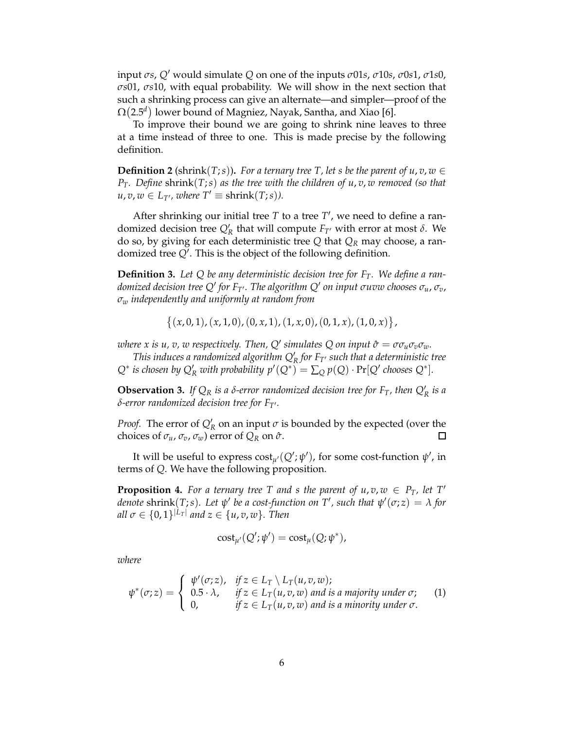input $\sigma s$, $Q'$ would simulate $Q$ on one of the inputs $\sigma 01 s$, $\sigma 10 s$, $\sigma 0 s 1$, $\sigma 1 s 0$, $\sigma s 01$, $\sigma s 10$, with equal probability. We will show in the next section that such a shrinking process can give an alternate—and simpler—proof of the $\Omega(2.5^d)$ lower bound of Magniez, Nayak, Santha, and Xiao [6].

To improve their bound we are going to shrink nine leaves to three at a time instead of three to one. This is made precise by the following definition.

**Definition 2** (shrink$(T; s)$)**.** *For a ternary tree $T$, let $s$ be the parent of $u, v, w \in P_T$. Define* shrink$(T; s)$ *as the tree with the children of $u, v, w$ removed (so that $u, v, w \in L_{T'}$, where $T' \equiv \text{shrink}(T; s)$).*

After shrinking our initial tree $T$ to a tree $T'$, we need to define a randomized decision tree $Q'_R$ that will compute $F_{T'}$ with error at most $\delta$. We do so, by giving for each deterministic tree $Q$ that $Q_R$ may choose, a randomized tree $Q'$. This is the object of the following definition.

**Definition 3.** *Let $Q$ be any deterministic decision tree for $F_T$. We define a randomized decision tree $Q'$ for $F_{T'}$. The algorithm $Q'$ on input $\sigma uvw$ chooses $\sigma_u$, $\sigma_v$, $\sigma_w$ independently and uniformly at random from*

$$\{(x, 0, 1), (x, 1, 0), (0, x, 1), (1, x, 0), (0, 1, x), (1, 0, x)\},$$

*where $x$ is $u$, $v$, $w$ respectively. Then, $Q'$ simulates $Q$ on input $\hat{\sigma} = \sigma\sigma_u\sigma_v\sigma_w$.*

*This induces a randomized algorithm $Q'_R$ for $F_{T'}$ such that a deterministic tree $Q^*$ is chosen by $Q'_R$ with probability $p'(Q^*) = \sum_Q p(Q) \cdot \Pr[Q' \text{ chooses } Q^*]$.*

**Observation 3.** *If $Q_R$ is a $\delta$-error randomized decision tree for $F_T$, then $Q'_R$ is a $\delta$-error randomized decision tree for $F_{T'}$.*

*Proof.* The error of $Q'_R$ on an input $\sigma$ is bounded by the expected (over the choices of $\sigma_u$, $\sigma_v$, $\sigma_w$) error of $Q_R$ on $\hat{\sigma}$. $\square$

It will be useful to express $\text{cost}_{\mu'}(Q'; \psi')$, for some cost-function $\psi'$, in terms of $Q$. We have the following proposition.

**Proposition 4.** *For a ternary tree $T$ and $s$ the parent of $u, v, w \in P_T$, let $T'$ denote* shrink$(T; s)$*. Let $\psi'$ be a cost-function on $T'$, such that $\psi'(\sigma; z) = \lambda$ for all $\sigma \in \{0,1\}^{|L_T|}$ and $z \in \{u, v, w\}$. Then*

$$\text{cost}_{\mu'}(Q'; \psi') = \text{cost}_{\mu}(Q; \psi^*),$$

*where*

$$\psi^*(\sigma; z) = \begin{cases} \psi'(\sigma; z), & \text{if } z \in L_T \setminus L_T(u, v, w); \\ 0.5 \cdot \lambda, & \text{if } z \in L_T(u, v, w) \text{ and is a majority under } \sigma; \\ 0, & \text{if } z \in L_T(u, v, w) \text{ and is a minority under } \sigma. \end{cases} \quad (1)$$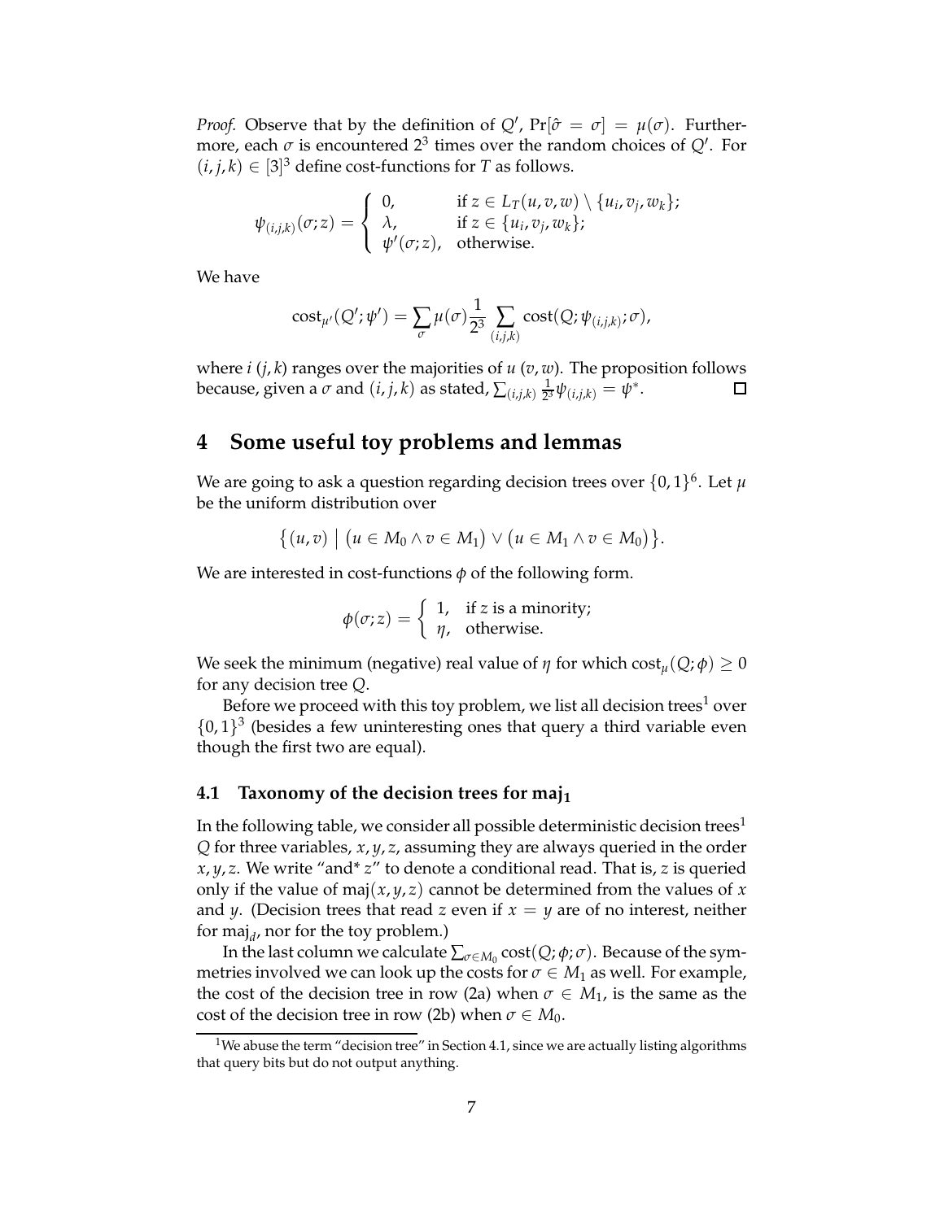*Proof.* Observe that by the definition of $Q'$, $\Pr[\hat{\sigma} = \sigma] = \mu(\sigma)$. Furthermore, each $\sigma$ is encountered $2^3$ times over the random choices of $Q'$. For $(i, j, k) \in [3]^3$ define cost-functions for $T$ as follows.

$$\psi_{(i,j,k)}(\sigma; z) = \begin{cases} 0, & \text{if } z \in L_T(u, v, w) \setminus \{u_i, v_j, w_k\}; \\ \lambda, & \text{if } z \in \{u_i, v_j, w_k\}; \\ \psi'(\sigma; z), & \text{otherwise.} \end{cases}$$

We have

$$\text{cost}_{\mu'}(Q'; \psi') = \sum_{\sigma} \mu(\sigma) \frac{1}{2^3} \sum_{(i,j,k)} \text{cost}(Q; \psi_{(i,j,k)}; \sigma),$$

where $i$ $(j, k)$ ranges over the majorities of $u$ $(v, w)$. The proposition follows because, given a $\sigma$ and $(i, j, k)$ as stated, $\sum_{(i,j,k)} \frac{1}{2^3} \psi_{(i,j,k)} = \psi^*$. □

## 4 Some useful toy problems and lemmas

We are going to ask a question regarding decision trees over $\{0, 1\}^6$. Let $\mu$ be the uniform distribution over

$$\{(u, v) \mid (u \in M_0 \wedge v \in M_1) \vee (u \in M_1 \wedge v \in M_0)\}.$$

We are interested in cost-functions $\phi$ of the following form.

$$\phi(\sigma; z) = \begin{cases} 1, & \text{if } z \text{ is a minority;} \\ \eta, & \text{otherwise.} \end{cases}$$

We seek the minimum (negative) real value of $\eta$ for which $\text{cost}_\mu(Q; \phi) \geq 0$ for any decision tree $Q$.

Before we proceed with this toy problem, we list all decision trees[1] over $\{0, 1\}^3$ (besides a few uninteresting ones that query a third variable even though the first two are equal).

### 4.1 Taxonomy of the decision trees for maj$_1$

In the following table, we consider all possible deterministic decision trees[1] $Q$ for three variables, $x, y, z$, assuming they are always queried in the order $x, y, z$. We write "and* $z$" to denote a conditional read. That is, $z$ is queried only if the value of maj$(x, y, z)$ cannot be determined from the values of $x$ and $y$. (Decision trees that read $z$ even if $x = y$ are of no interest, neither for maj$_d$, nor for the toy problem.)

In the last column we calculate $\sum_{\sigma \in M_0} \text{cost}(Q; \phi; \sigma)$. Because of the symmetries involved we can look up the costs for $\sigma \in M_1$ as well. For example, the cost of the decision tree in row (2a) when $\sigma \in M_1$, is the same as the cost of the decision tree in row (2b) when $\sigma \in M_0$.

[1] We abuse the term "decision tree" in Section 4.1, since we are actually listing algorithms that query bits but do not output anything.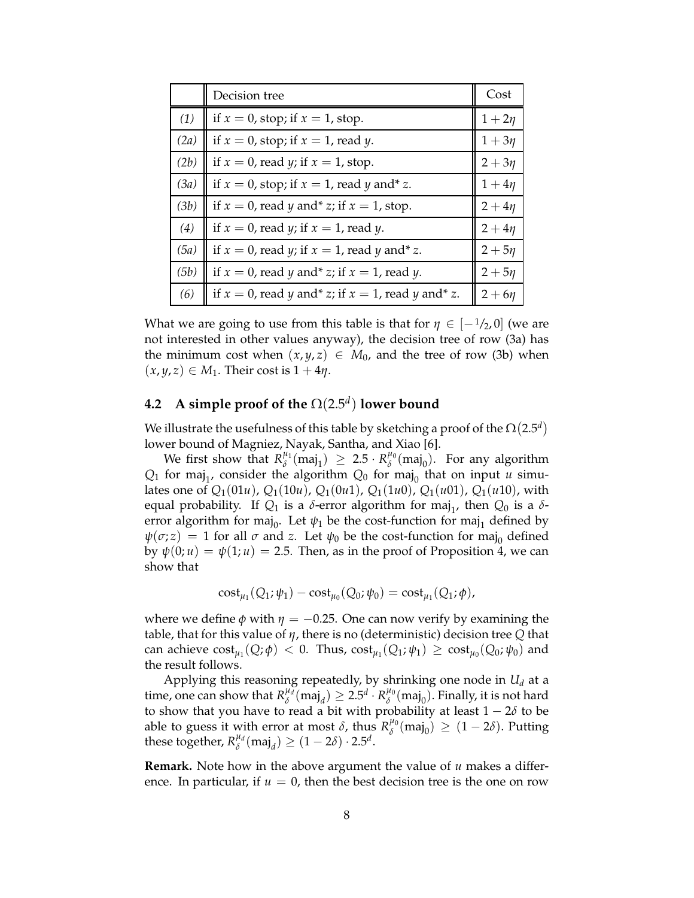| | Decision tree | Cost |
|---|---|---|
| *(1)* | if $x = 0$, stop; if $x = 1$, stop. | $1 + 2\eta$ |
| *(2a)* | if $x = 0$, stop; if $x = 1$, read $y$. | $1 + 3\eta$ |
| *(2b)* | if $x = 0$, read $y$; if $x = 1$, stop. | $2 + 3\eta$ |
| *(3a)* | if $x = 0$, stop; if $x = 1$, read $y$ and* $z$. | $1 + 4\eta$ |
| *(3b)* | if $x = 0$, read $y$ and* $z$; if $x = 1$, stop. | $2 + 4\eta$ |
| *(4)* | if $x = 0$, read $y$; if $x = 1$, read $y$. | $2 + 4\eta$ |
| *(5a)* | if $x = 0$, read $y$; if $x = 1$, read $y$ and* $z$. | $2 + 5\eta$ |
| *(5b)* | if $x = 0$, read $y$ and* $z$; if $x = 1$, read $y$. | $2 + 5\eta$ |
| *(6)* | if $x = 0$, read $y$ and* $z$; if $x = 1$, read $y$ and* $z$. | $2 + 6\eta$ |

What we are going to use from this table is that for $\eta \in [-1/2, 0]$ (we are not interested in other values anyway), the decision tree of row (3a) has the minimum cost when $(x, y, z) \in M_0$, and the tree of row (3b) when $(x, y, z) \in M_1$. Their cost is $1 + 4\eta$.

### 4.2 A simple proof of the $\Omega(2.5^d)$ lower bound

We illustrate the usefulness of this table by sketching a proof of the $\Omega(2.5^d)$ lower bound of Magniez, Nayak, Santha, and Xiao [6].

We first show that $R_\delta^{\mu_1}(\text{maj}_1) \geq 2.5 \cdot R_\delta^{\mu_0}(\text{maj}_0)$. For any algorithm $Q_1$ for $\text{maj}_1$, consider the algorithm $Q_0$ for $\text{maj}_0$ that on input $u$ simulates one of $Q_1(01u)$, $Q_1(10u)$, $Q_1(0u1)$, $Q_1(1u0)$, $Q_1(u01)$, $Q_1(u10)$, with equal probability. If $Q_1$ is a $\delta$-error algorithm for $\text{maj}_1$, then $Q_0$ is a $\delta$-error algorithm for $\text{maj}_0$. Let $\psi_1$ be the cost-function for $\text{maj}_1$ defined by $\psi(\sigma; z) = 1$ for all $\sigma$ and $z$. Let $\psi_0$ be the cost-function for $\text{maj}_0$ defined by $\psi(0; u) = \psi(1; u) = 2.5$. Then, as in the proof of Proposition 4, we can show that

$$\text{cost}_{\mu_1}(Q_1; \psi_1) - \text{cost}_{\mu_0}(Q_0; \psi_0) = \text{cost}_{\mu_1}(Q_1; \phi),$$

where we define $\phi$ with $\eta = -0.25$. One can now verify by examining the table, that for this value of $\eta$, there is no (deterministic) decision tree $Q$ that can achieve $\text{cost}_{\mu_1}(Q; \phi) < 0$. Thus, $\text{cost}_{\mu_1}(Q_1; \psi_1) \geq \text{cost}_{\mu_0}(Q_0; \psi_0)$ and the result follows.

Applying this reasoning repeatedly, by shrinking one node in $U_d$ at a time, one can show that $R_\delta^{\mu_d}(\text{maj}_d) \geq 2.5^d \cdot R_\delta^{\mu_0}(\text{maj}_0)$. Finally, it is not hard to show that you have to read a bit with probability at least $1 - 2\delta$ to be able to guess it with error at most $\delta$, thus $R_\delta^{\mu_0}(\text{maj}_0) \geq (1 - 2\delta)$. Putting these together, $R_\delta^{\mu_d}(\text{maj}_d) \geq (1 - 2\delta) \cdot 2.5^d$.

**Remark.** Note how in the above argument the value of $u$ makes a difference. In particular, if $u = 0$, then the best decision tree is the one on row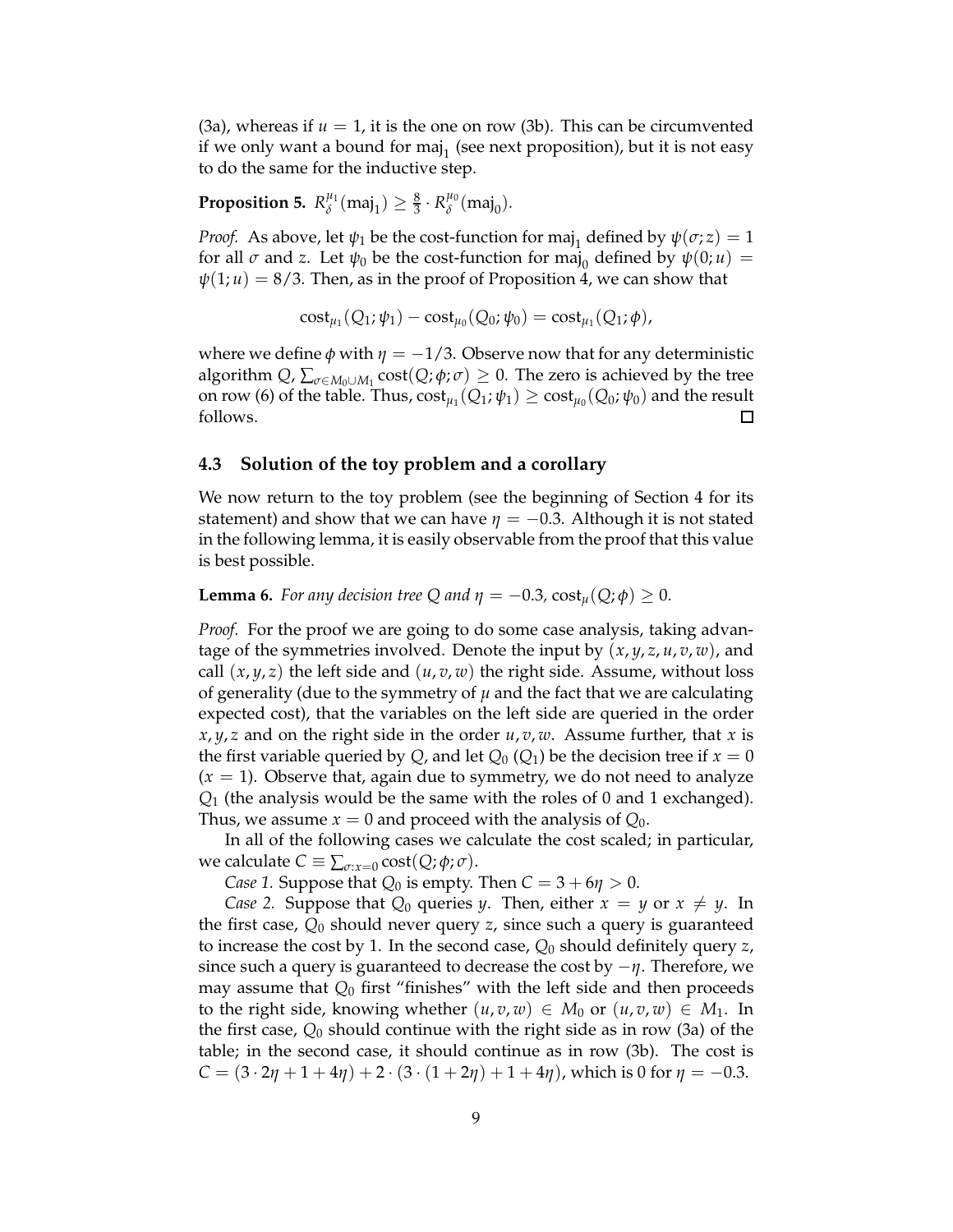(3a), whereas if $u = 1$, it is the one on row (3b). This can be circumvented if we only want a bound for $\text{maj}_1$ (see next proposition), but it is not easy to do the same for the inductive step.

**Proposition 5.** $R_\delta^{\mu_1}(\text{maj}_1) \geq \frac{8}{3} \cdot R_\delta^{\mu_0}(\text{maj}_0)$.

*Proof.* As above, let $\psi_1$ be the cost-function for $\text{maj}_1$ defined by $\psi(\sigma; z) = 1$ for all $\sigma$ and $z$. Let $\psi_0$ be the cost-function for $\text{maj}_0$ defined by $\psi(0; u) = \psi(1; u) = 8/3$. Then, as in the proof of Proposition 4, we can show that

$$\text{cost}_{\mu_1}(Q_1; \psi_1) - \text{cost}_{\mu_0}(Q_0; \psi_0) = \text{cost}_{\mu_1}(Q_1; \phi),$$

where we define $\phi$ with $\eta = -1/3$. Observe now that for any deterministic algorithm $Q$, $\sum_{\sigma \in M_0 \cup M_1} \text{cost}(Q; \phi; \sigma) \geq 0$. The zero is achieved by the tree on row (6) of the table. Thus, $\text{cost}_{\mu_1}(Q_1; \psi_1) \geq \text{cost}_{\mu_0}(Q_0; \psi_0)$ and the result follows. $\square$

### 4.3 Solution of the toy problem and a corollary

We now return to the toy problem (see the beginning of Section 4 for its statement) and show that we can have $\eta = -0.3$. Although it is not stated in the following lemma, it is easily observable from the proof that this value is best possible.

**Lemma 6.** *For any decision tree $Q$ and $\eta = -0.3$, $\text{cost}_\mu(Q; \phi) \geq 0$.*

*Proof.* For the proof we are going to do some case analysis, taking advantage of the symmetries involved. Denote the input by $(x, y, z, u, v, w)$, and call $(x, y, z)$ the left side and $(u, v, w)$ the right side. Assume, without loss of generality (due to the symmetry of $\mu$ and the fact that we are calculating expected cost), that the variables on the left side are queried in the order $x, y, z$ and on the right side in the order $u, v, w$. Assume further, that $x$ is the first variable queried by $Q$, and let $Q_0$ ($Q_1$) be the decision tree if $x = 0$ ($x = 1$). Observe that, again due to symmetry, we do not need to analyze $Q_1$ (the analysis would be the same with the roles of 0 and 1 exchanged). Thus, we assume $x = 0$ and proceed with the analysis of $Q_0$.

In all of the following cases we calculate the cost scaled; in particular, we calculate $C \equiv \sum_{\sigma: x=0} \text{cost}(Q; \phi; \sigma)$.

*Case 1.* Suppose that $Q_0$ is empty. Then $C = 3 + 6\eta > 0$.

*Case 2.* Suppose that $Q_0$ queries $y$. Then, either $x = y$ or $x \neq y$. In the first case, $Q_0$ should never query $z$, since such a query is guaranteed to increase the cost by 1. In the second case, $Q_0$ should definitely query $z$, since such a query is guaranteed to decrease the cost by $-\eta$. Therefore, we may assume that $Q_0$ first "finishes" with the left side and then proceeds to the right side, knowing whether $(u, v, w) \in M_0$ or $(u, v, w) \in M_1$. In the first case, $Q_0$ should continue with the right side as in row (3a) of the table; in the second case, it should continue as in row (3b). The cost is $C = (3 \cdot 2\eta + 1 + 4\eta) + 2 \cdot (3 \cdot (1 + 2\eta) + 1 + 4\eta)$, which is 0 for $\eta = -0.3$.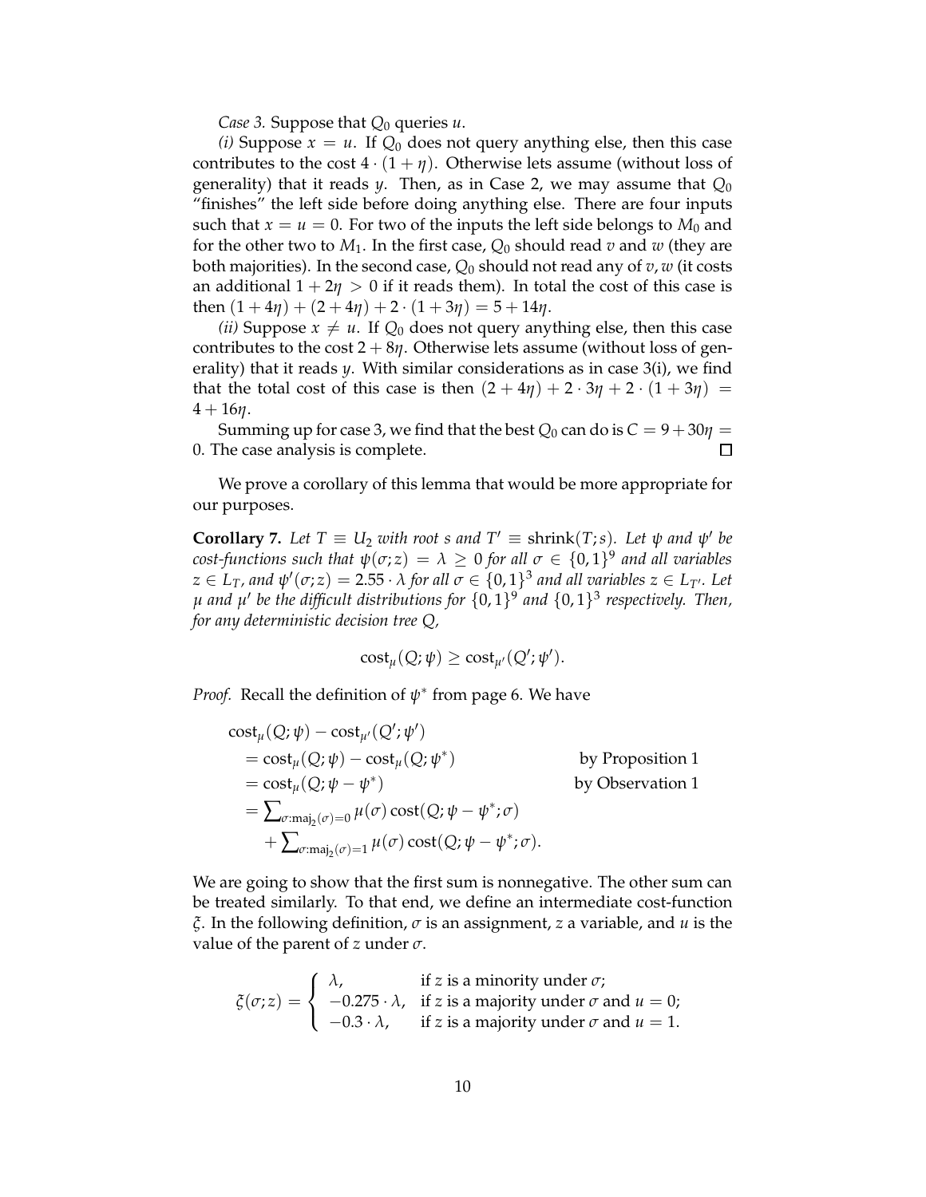*Case 3.* Suppose that $Q_0$ queries $u$.

*(i)* Suppose $x = u$. If $Q_0$ does not query anything else, then this case contributes to the cost $4 \cdot (1 + \eta)$. Otherwise lets assume (without loss of generality) that it reads $y$. Then, as in Case 2, we may assume that $Q_0$ "finishes" the left side before doing anything else. There are four inputs such that $x = u = 0$. For two of the inputs the left side belongs to $M_0$ and for the other two to $M_1$. In the first case, $Q_0$ should read $v$ and $w$ (they are both majorities). In the second case, $Q_0$ should not read any of $v, w$ (it costs an additional $1 + 2\eta > 0$ if it reads them). In total the cost of this case is then $(1 + 4\eta) + (2 + 4\eta) + 2 \cdot (1 + 3\eta) = 5 + 14\eta$.

*(ii)* Suppose $x \neq u$. If $Q_0$ does not query anything else, then this case contributes to the cost $2 + 8\eta$. Otherwise lets assume (without loss of generality) that it reads $y$. With similar considerations as in case 3(i), we find that the total cost of this case is then $(2 + 4\eta) + 2 \cdot 3\eta + 2 \cdot (1 + 3\eta) = 4 + 16\eta$.

Summing up for case 3, we find that the best $Q_0$ can do is $C = 9 + 30\eta = 0$. The case analysis is complete. □

We prove a corollary of this lemma that would be more appropriate for our purposes.

**Corollary 7.** *Let $T \equiv U_2$ with root $s$ and $T' \equiv \text{shrink}(T; s)$. Let $\psi$ and $\psi'$ be cost-functions such that $\psi(\sigma; z) = \lambda \geq 0$ for all $\sigma \in \{0,1\}^9$ and all variables $z \in L_T$, and $\psi'(\sigma; z) = 2.55 \cdot \lambda$ for all $\sigma \in \{0,1\}^3$ and all variables $z \in L_{T'}$. Let $\mu$ and $\mu'$ be the difficult distributions for $\{0,1\}^9$ and $\{0,1\}^3$ respectively. Then, for any deterministic decision tree $Q$,*

$$\text{cost}_\mu(Q; \psi) \geq \text{cost}_{\mu'}(Q'; \psi').$$

*Proof.* Recall the definition of $\psi^*$ from page 6. We have

$$\begin{aligned}
&\text{cost}_\mu(Q; \psi) - \text{cost}_{\mu'}(Q'; \psi') \\
&= \text{cost}_\mu(Q; \psi) - \text{cost}_\mu(Q; \psi^*) && \text{by Proposition 1} \\
&= \text{cost}_\mu(Q; \psi - \psi^*) && \text{by Observation 1} \\
&= \textstyle\sum_{\sigma:\text{maj}_2(\sigma)=0} \mu(\sigma) \, \text{cost}(Q; \psi - \psi^*; \sigma) \\
&\quad + \textstyle\sum_{\sigma:\text{maj}_2(\sigma)=1} \mu(\sigma) \, \text{cost}(Q; \psi - \psi^*; \sigma).
\end{aligned}$$

We are going to show that the first sum is nonnegative. The other sum can be treated similarly. To that end, we define an intermediate cost-function $\xi$. In the following definition, $\sigma$ is an assignment, $z$ a variable, and $u$ is the value of the parent of $z$ under $\sigma$.

$$\xi(\sigma; z) = \begin{cases} \lambda, & \text{if } z \text{ is a minority under } \sigma; \\ -0.275 \cdot \lambda, & \text{if } z \text{ is a majority under } \sigma \text{ and } u = 0; \\ -0.3 \cdot \lambda, & \text{if } z \text{ is a majority under } \sigma \text{ and } u = 1. \end{cases}$$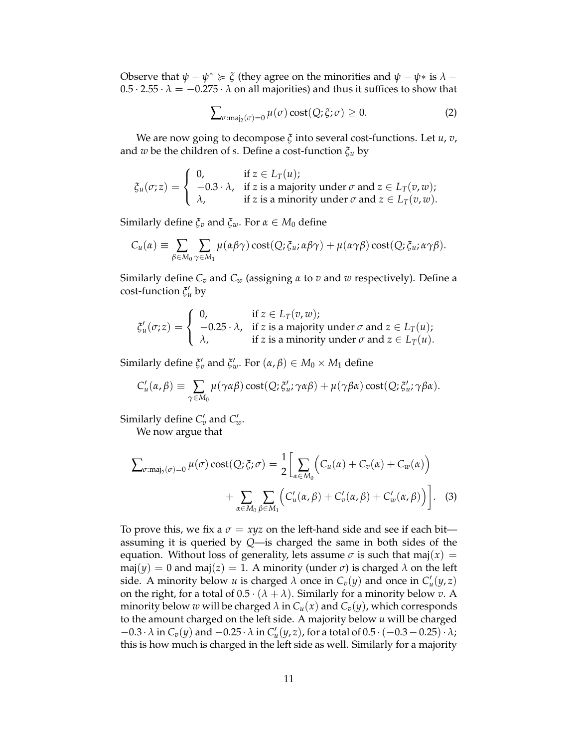Observe that $\psi - \psi^* \succcurlyeq \xi$ (they agree on the minorities and $\psi - \psi*$ is $\lambda - 0.5 \cdot 2.55 \cdot \lambda = -0.275 \cdot \lambda$ on all majorities) and thus it suffices to show that

$$\textstyle\sum_{\sigma:\mathrm{maj}_2(\sigma)=0} \mu(\sigma)\,\mathrm{cost}(Q;\xi;\sigma) \geq 0. \tag{2}$$

We are now going to decompose $\xi$ into several cost-functions. Let $u$, $v$, and $w$ be the children of $s$. Define a cost-function $\xi_u$ by

$$\xi_u(\sigma;z) = \begin{cases} 0, & \text{if } z \in L_T(u); \\ -0.3 \cdot \lambda, & \text{if } z \text{ is a majority under } \sigma \text{ and } z \in L_T(v,w); \\ \lambda, & \text{if } z \text{ is a minority under } \sigma \text{ and } z \in L_T(v,w). \end{cases}$$

Similarly define $\xi_v$ and $\xi_w$. For $\alpha \in M_0$ define

$$C_u(\alpha) \equiv \sum_{\beta \in M_0} \sum_{\gamma \in M_1} \mu(\alpha\beta\gamma)\,\mathrm{cost}(Q;\xi_u;\alpha\beta\gamma) + \mu(\alpha\gamma\beta)\,\mathrm{cost}(Q;\xi_u;\alpha\gamma\beta).$$

Similarly define $C_v$ and $C_w$ (assigning $\alpha$ to $v$ and $w$ respectively). Define a cost-function $\xi'_u$ by

$$\xi'_u(\sigma;z) = \begin{cases} 0, & \text{if } z \in L_T(v,w); \\ -0.25 \cdot \lambda, & \text{if } z \text{ is a majority under } \sigma \text{ and } z \in L_T(u); \\ \lambda, & \text{if } z \text{ is a minority under } \sigma \text{ and } z \in L_T(u). \end{cases}$$

Similarly define $\xi'_v$ and $\xi'_w$. For $(\alpha, \beta) \in M_0 \times M_1$ define

$$C'_u(\alpha,\beta) \equiv \sum_{\gamma \in M_0} \mu(\gamma\alpha\beta)\,\mathrm{cost}(Q;\xi'_u;\gamma\alpha\beta) + \mu(\gamma\beta\alpha)\,\mathrm{cost}(Q;\xi'_u;\gamma\beta\alpha).$$

Similarly define $C'_v$ and $C'_w$.

We now argue that

$$\textstyle\sum_{\sigma:\mathrm{maj}_2(\sigma)=0} \mu(\sigma)\,\mathrm{cost}(Q;\xi;\sigma) = \dfrac{1}{2}\Bigg[ \displaystyle\sum_{\alpha \in M_0} \Big( C_u(\alpha) + C_v(\alpha) + C_w(\alpha) \Big) + \sum_{\alpha \in M_0} \sum_{\beta \in M_1} \Big( C'_u(\alpha,\beta) + C'_v(\alpha,\beta) + C'_w(\alpha,\beta) \Big) \Bigg]. \tag{3}$$

To prove this, we fix a $\sigma = xyz$ on the left-hand side and see if each bit—assuming it is queried by $Q$—is charged the same in both sides of the equation. Without loss of generality, lets assume $\sigma$ is such that $\mathrm{maj}(x) = \mathrm{maj}(y) = 0$ and $\mathrm{maj}(z) = 1$. A minority (under $\sigma$) is charged $\lambda$ on the left side. A minority below $u$ is charged $\lambda$ once in $C_v(y)$ and once in $C'_u(y,z)$ on the right, for a total of $0.5 \cdot (\lambda + \lambda)$. Similarly for a minority below $v$. A minority below $w$ will be charged $\lambda$ in $C_u(x)$ and $C_v(y)$, which corresponds to the amount charged on the left side. A majority below $u$ will be charged $-0.3 \cdot \lambda$ in $C_v(y)$ and $-0.25 \cdot \lambda$ in $C'_u(y,z)$, for a total of $0.5 \cdot (-0.3 - 0.25) \cdot \lambda$; this is how much is charged in the left side as well. Similarly for a majority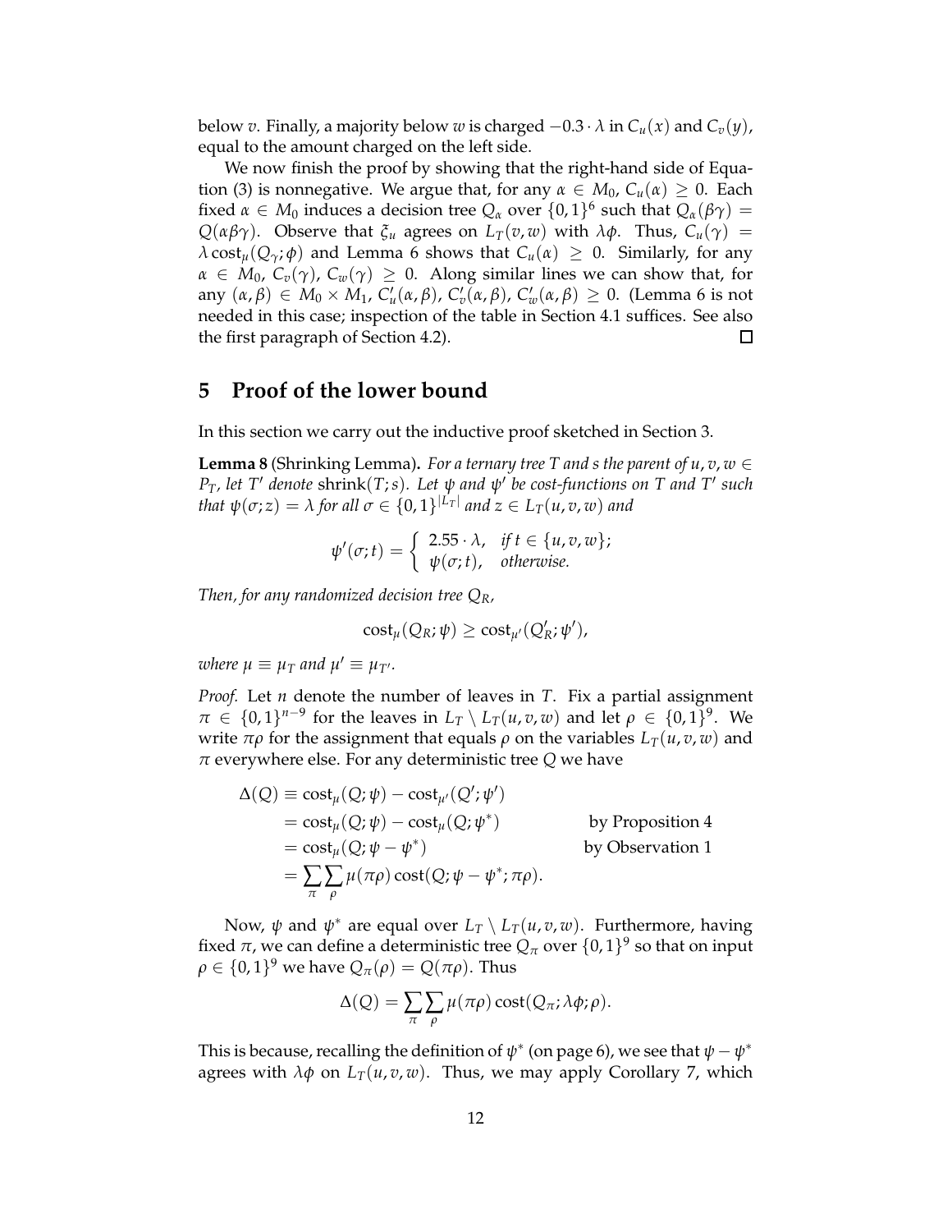below $v$. Finally, a majority below $w$ is charged $-0.3 \cdot \lambda$ in $C_u(x)$ and $C_v(y)$, equal to the amount charged on the left side.

We now finish the proof by showing that the right-hand side of Equation (3) is nonnegative. We argue that, for any $\alpha \in M_0$, $C_u(\alpha) \geq 0$. Each fixed $\alpha \in M_0$ induces a decision tree $Q_\alpha$ over $\{0,1\}^6$ such that $Q_\alpha(\beta\gamma) = Q(\alpha\beta\gamma)$. Observe that $\xi_u$ agrees on $L_T(v,w)$ with $\lambda\phi$. Thus, $C_u(\gamma) = \lambda \operatorname{cost}_\mu(Q_\gamma; \phi)$ and Lemma 6 shows that $C_u(\alpha) \geq 0$. Similarly, for any $\alpha \in M_0$, $C_v(\gamma)$, $C_w(\gamma) \geq 0$. Along similar lines we can show that, for any $(\alpha, \beta) \in M_0 \times M_1$, $C'_u(\alpha,\beta)$, $C'_v(\alpha,\beta)$, $C'_w(\alpha,\beta) \geq 0$. (Lemma 6 is not needed in this case; inspection of the table in Section 4.1 suffices. See also the first paragraph of Section 4.2). □

# 5 Proof of the lower bound

In this section we carry out the inductive proof sketched in Section 3.

**Lemma 8** (Shrinking Lemma). *For a ternary tree $T$ and $s$ the parent of $u, v, w \in P_T$, let $T'$ denote* shrink$(T; s)$. *Let $\psi$ and $\psi'$ be cost-functions on $T$ and $T'$ such that $\psi(\sigma; z) = \lambda$ for all $\sigma \in \{0,1\}^{|L_T|}$ and $z \in L_T(u,v,w)$ and*

$$\psi'(\sigma; t) = \begin{cases} 2.55 \cdot \lambda, & \text{if } t \in \{u, v, w\}; \\ \psi(\sigma; t), & \text{otherwise.} \end{cases}$$

*Then, for any randomized decision tree $Q_R$,*

$$\operatorname{cost}_\mu(Q_R; \psi) \geq \operatorname{cost}_{\mu'}(Q'_R; \psi'),$$

*where $\mu \equiv \mu_T$ and $\mu' \equiv \mu_{T'}$.*

*Proof.* Let $n$ denote the number of leaves in $T$. Fix a partial assignment $\pi \in \{0,1\}^{n-9}$ for the leaves in $L_T \setminus L_T(u,v,w)$ and let $\rho \in \{0,1\}^9$. We write $\pi\rho$ for the assignment that equals $\rho$ on the variables $L_T(u,v,w)$ and $\pi$ everywhere else. For any deterministic tree $Q$ we have

$$\begin{aligned}
\Delta(Q) &\equiv \operatorname{cost}_\mu(Q; \psi) - \operatorname{cost}_{\mu'}(Q'; \psi') \\
&= \operatorname{cost}_\mu(Q; \psi) - \operatorname{cost}_\mu(Q; \psi^*) && \text{by Proposition 4} \\
&= \operatorname{cost}_\mu(Q; \psi - \psi^*) && \text{by Observation 1} \\
&= \sum_\pi \sum_\rho \mu(\pi\rho) \operatorname{cost}(Q; \psi - \psi^*; \pi\rho).
\end{aligned}$$

Now, $\psi$ and $\psi^*$ are equal over $L_T \setminus L_T(u,v,w)$. Furthermore, having fixed $\pi$, we can define a deterministic tree $Q_\pi$ over $\{0,1\}^9$ so that on input $\rho \in \{0,1\}^9$ we have $Q_\pi(\rho) = Q(\pi\rho)$. Thus

$$\Delta(Q) = \sum_\pi \sum_\rho \mu(\pi\rho) \operatorname{cost}(Q_\pi; \lambda\phi; \rho).$$

This is because, recalling the definition of $\psi^*$ (on page 6), we see that $\psi - \psi^*$ agrees with $\lambda\phi$ on $L_T(u,v,w)$. Thus, we may apply Corollary 7, which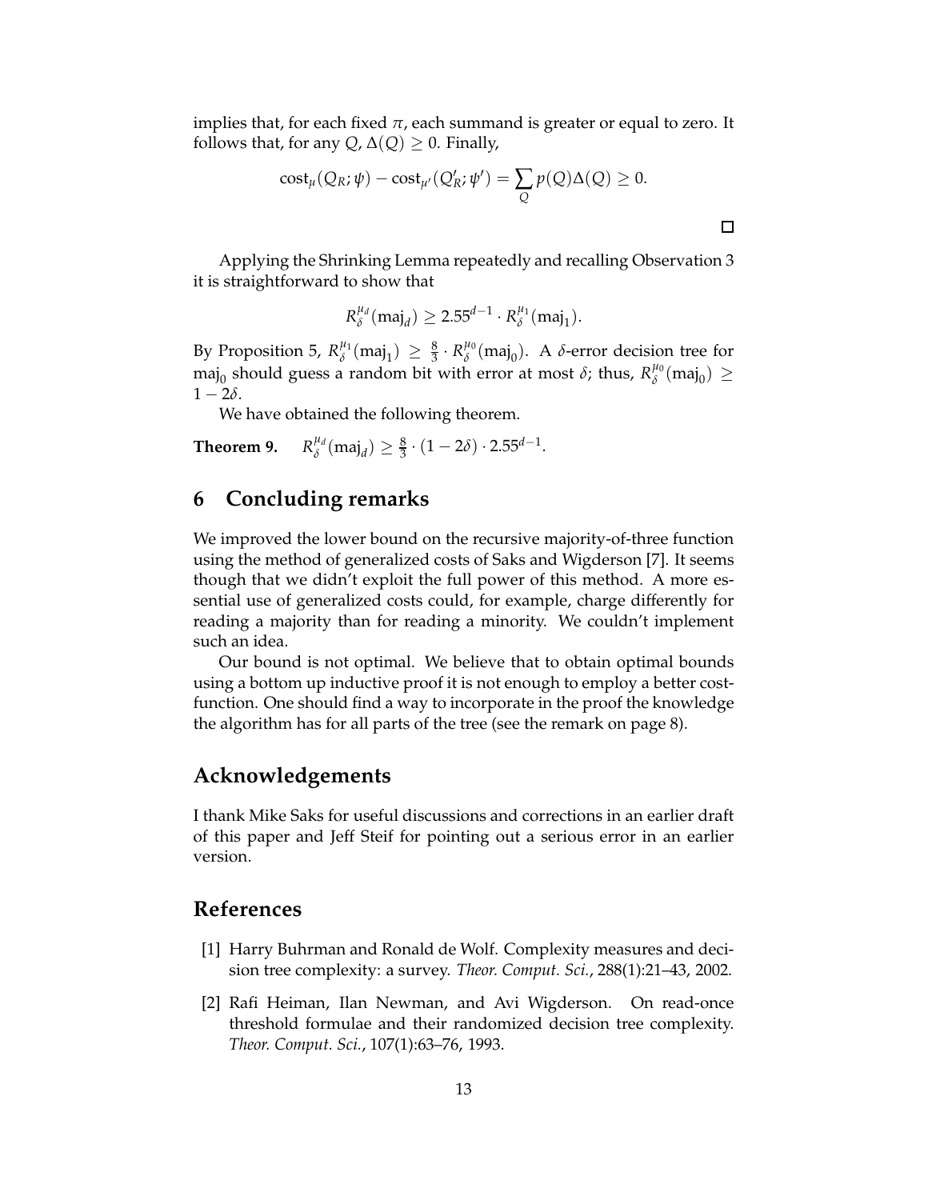implies that, for each fixed $\pi$, each summand is greater or equal to zero. It follows that, for any $Q$, $\Delta(Q) \geq 0$. Finally,

$$\mathrm{cost}_{\mu}(Q_R;\psi) - \mathrm{cost}_{\mu'}(Q'_R;\psi') = \sum_{Q} p(Q)\Delta(Q) \geq 0.$$

□

Applying the Shrinking Lemma repeatedly and recalling Observation 3 it is straightforward to show that

$$R_{\delta}^{\mu_d}(\mathrm{maj}_d) \geq 2.55^{d-1} \cdot R_{\delta}^{\mu_1}(\mathrm{maj}_1).$$

By Proposition 5, $R_{\delta}^{\mu_1}(\mathrm{maj}_1) \geq \frac{8}{3} \cdot R_{\delta}^{\mu_0}(\mathrm{maj}_0)$. A $\delta$-error decision tree for $\mathrm{maj}_0$ should guess a random bit with error at most $\delta$; thus, $R_{\delta}^{\mu_0}(\mathrm{maj}_0) \geq 1 - 2\delta$.

We have obtained the following theorem.

**Theorem 9.** $R_{\delta}^{\mu_d}(\mathrm{maj}_d) \geq \frac{8}{3} \cdot (1 - 2\delta) \cdot 2.55^{d-1}$.

## 6 Concluding remarks

We improved the lower bound on the recursive majority-of-three function using the method of generalized costs of Saks and Wigderson [7]. It seems though that we didn't exploit the full power of this method. A more essential use of generalized costs could, for example, charge differently for reading a majority than for reading a minority. We couldn't implement such an idea.

Our bound is not optimal. We believe that to obtain optimal bounds using a bottom up inductive proof it is not enough to employ a better cost-function. One should find a way to incorporate in the proof the knowledge the algorithm has for all parts of the tree (see the remark on page 8).

## Acknowledgements

I thank Mike Saks for useful discussions and corrections in an earlier draft of this paper and Jeff Steif for pointing out a serious error in an earlier version.

## References

[1] Harry Buhrman and Ronald de Wolf. Complexity measures and decision tree complexity: a survey. *Theor. Comput. Sci.*, 288(1):21–43, 2002.

[2] Rafi Heiman, Ilan Newman, and Avi Wigderson. On read-once threshold formulae and their randomized decision tree complexity. *Theor. Comput. Sci.*, 107(1):63–76, 1993.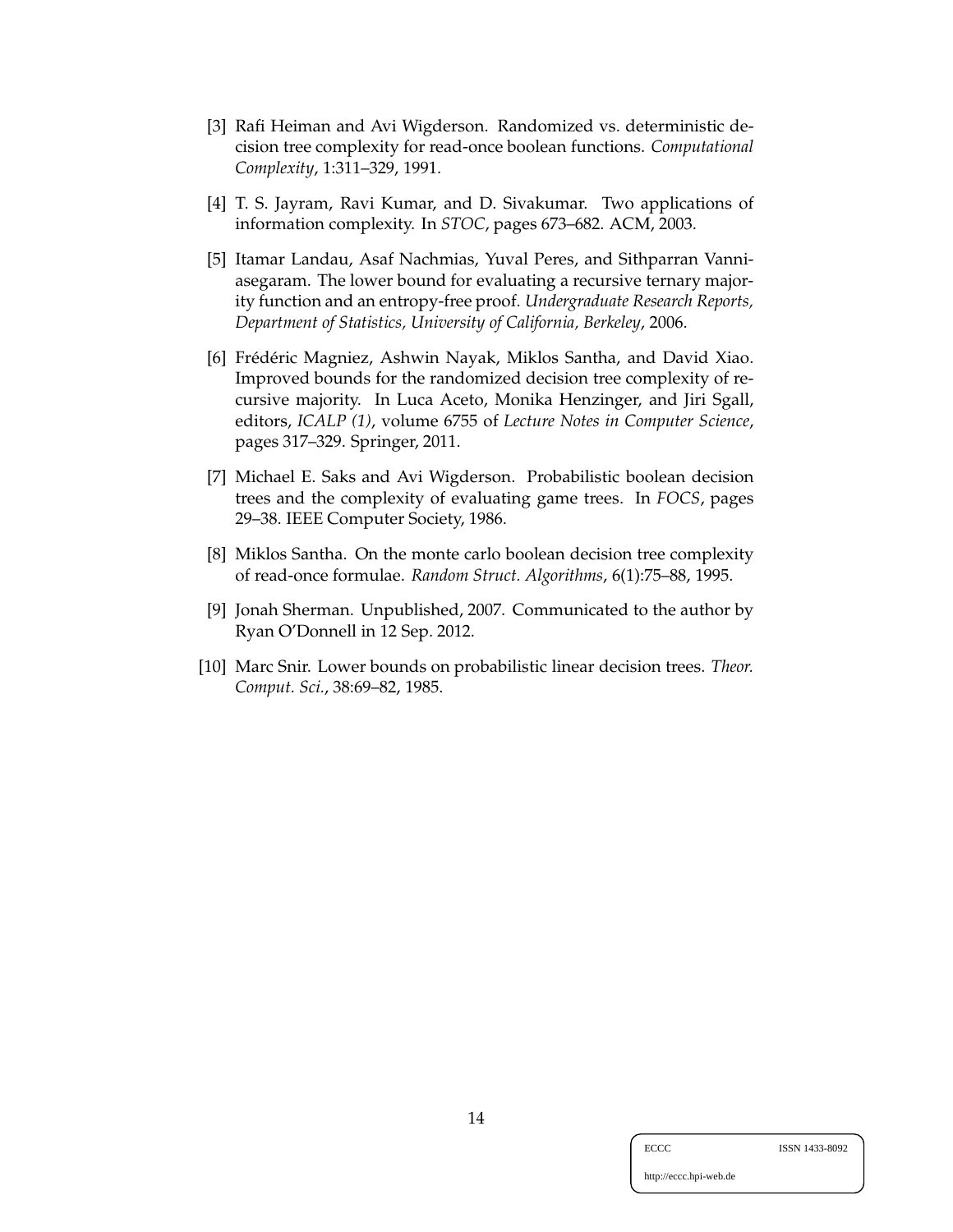[3] Rafi Heiman and Avi Wigderson. Randomized vs. deterministic decision tree complexity for read-once boolean functions. *Computational Complexity*, 1:311–329, 1991.

[4] T. S. Jayram, Ravi Kumar, and D. Sivakumar. Two applications of information complexity. In *STOC*, pages 673–682. ACM, 2003.

[5] Itamar Landau, Asaf Nachmias, Yuval Peres, and Sithparran Vanniasegaram. The lower bound for evaluating a recursive ternary majority function and an entropy-free proof. *Undergraduate Research Reports, Department of Statistics, University of California, Berkeley*, 2006.

[6] Frédéric Magniez, Ashwin Nayak, Miklos Santha, and David Xiao. Improved bounds for the randomized decision tree complexity of recursive majority. In Luca Aceto, Monika Henzinger, and Jiri Sgall, editors, *ICALP (1)*, volume 6755 of *Lecture Notes in Computer Science*, pages 317–329. Springer, 2011.

[7] Michael E. Saks and Avi Wigderson. Probabilistic boolean decision trees and the complexity of evaluating game trees. In *FOCS*, pages 29–38. IEEE Computer Society, 1986.

[8] Miklos Santha. On the monte carlo boolean decision tree complexity of read-once formulae. *Random Struct. Algorithms*, 6(1):75–88, 1995.

[9] Jonah Sherman. Unpublished, 2007. Communicated to the author by Ryan O'Donnell in 12 Sep. 2012.

[10] Marc Snir. Lower bounds on probabilistic linear decision trees. *Theor. Comput. Sci.*, 38:69–82, 1985.

ECCC ISSN 1433-8092

http://eccc.hpi-web.de